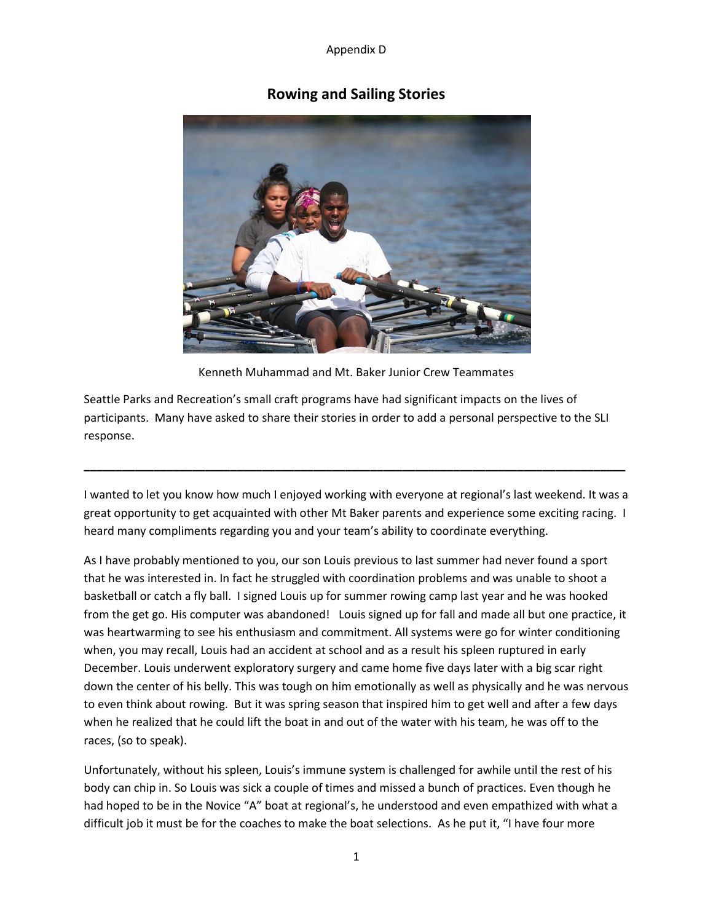Appendix D

# Rowing and Sailing Stories

Kenneth Muhammad and Mt. Baker Junior Crew Teammates

Seattle Parks and Recreation's small craft programs have had significant impacts on the lives of participants. Many have asked to share their stories in order to add a personal perspective to the SLI response.

---

I wanted to let you know how much I enjoyed working with everyone at regional's last weekend. It was a great opportunity to get acquainted with other Mt Baker parents and experience some exciting racing. I heard many compliments regarding you and your team's ability to coordinate everything.

As I have probably mentioned to you, our son Louis previous to last summer had never found a sport that he was interested in. In fact he struggled with coordination problems and was unable to shoot a basketball or catch a fly ball. I signed Louis up for summer rowing camp last year and he was hooked from the get go. His computer was abandoned! Louis signed up for fall and made all but one practice, it was heartwarming to see his enthusiasm and commitment. All systems were go for winter conditioning when, you may recall, Louis had an accident at school and as a result his spleen ruptured in early December. Louis underwent exploratory surgery and came home five days later with a big scar right down the center of his belly. This was tough on him emotionally as well as physically and he was nervous to even think about rowing. But it was spring season that inspired him to get well and after a few days when he realized that he could lift the boat in and out of the water with his team, he was off to the races, (so to speak).

Unfortunately, without his spleen, Louis's immune system is challenged for awhile until the rest of his body can chip in. So Louis was sick a couple of times and missed a bunch of practices. Even though he had hoped to be in the Novice "A" boat at regional's, he understood and even empathized with what a difficult job it must be for the coaches to make the boat selections. As he put it, "I have four more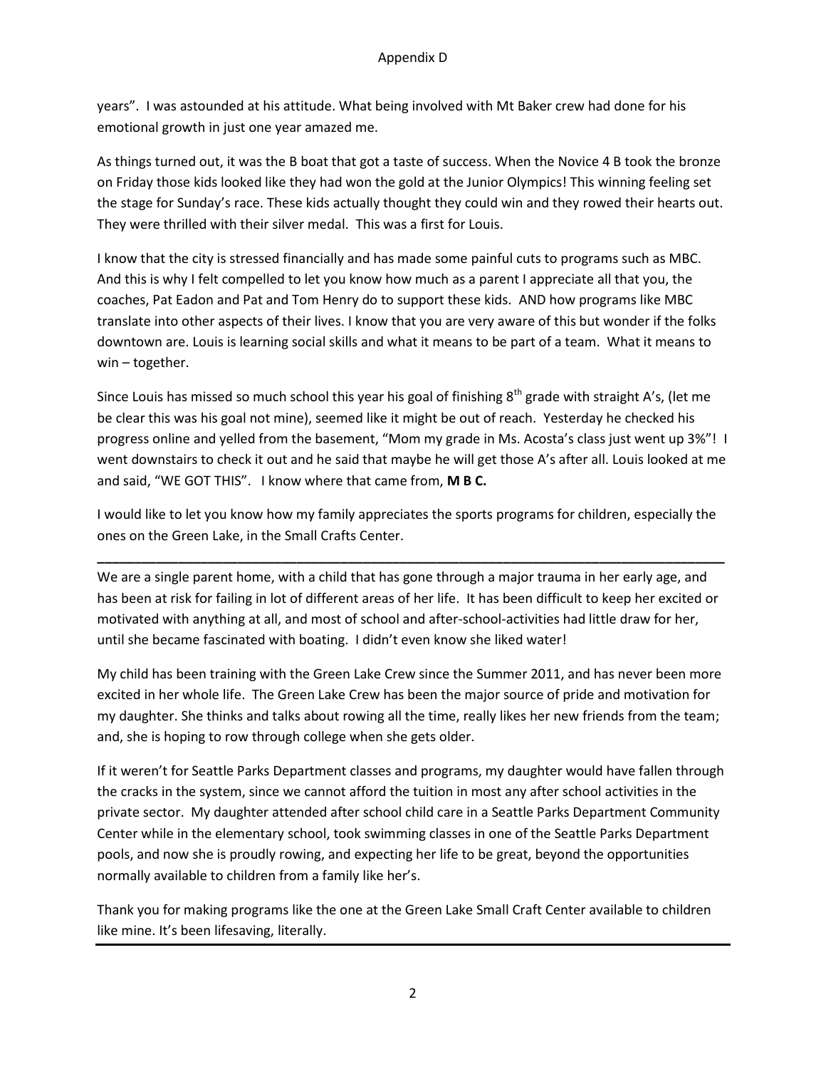years". I was astounded at his attitude. What being involved with Mt Baker crew had done for his emotional growth in just one year amazed me.

As things turned out, it was the B boat that got a taste of success. When the Novice 4 B took the bronze on Friday those kids looked like they had won the gold at the Junior Olympics! This winning feeling set the stage for Sunday's race. These kids actually thought they could win and they rowed their hearts out. They were thrilled with their silver medal. This was a first for Louis.

I know that the city is stressed financially and has made some painful cuts to programs such as MBC. And this is why I felt compelled to let you know how much as a parent I appreciate all that you, the coaches, Pat Eadon and Pat and Tom Henry do to support these kids. AND how programs like MBC translate into other aspects of their lives. I know that you are very aware of this but wonder if the folks downtown are. Louis is learning social skills and what it means to be part of a team. What it means to win – together.

Since Louis has missed so much school this year his goal of finishing 8th grade with straight A's, (let me be clear this was his goal not mine), seemed like it might be out of reach. Yesterday he checked his progress online and yelled from the basement, "Mom my grade in Ms. Acosta's class just went up 3%"! I went downstairs to check it out and he said that maybe he will get those A's after all. Louis looked at me and said, "WE GOT THIS". I know where that came from, **M B C.**

I would like to let you know how my family appreciates the sports programs for children, especially the ones on the Green Lake, in the Small Crafts Center.

---

We are a single parent home, with a child that has gone through a major trauma in her early age, and has been at risk for failing in lot of different areas of her life. It has been difficult to keep her excited or motivated with anything at all, and most of school and after-school-activities had little draw for her, until she became fascinated with boating. I didn't even know she liked water!

My child has been training with the Green Lake Crew since the Summer 2011, and has never been more excited in her whole life. The Green Lake Crew has been the major source of pride and motivation for my daughter. She thinks and talks about rowing all the time, really likes her new friends from the team; and, she is hoping to row through college when she gets older.

If it weren't for Seattle Parks Department classes and programs, my daughter would have fallen through the cracks in the system, since we cannot afford the tuition in most any after school activities in the private sector. My daughter attended after school child care in a Seattle Parks Department Community Center while in the elementary school, took swimming classes in one of the Seattle Parks Department pools, and now she is proudly rowing, and expecting her life to be great, beyond the opportunities normally available to children from a family like her's.

Thank you for making programs like the one at the Green Lake Small Craft Center available to children like mine. It's been lifesaving, literally.

---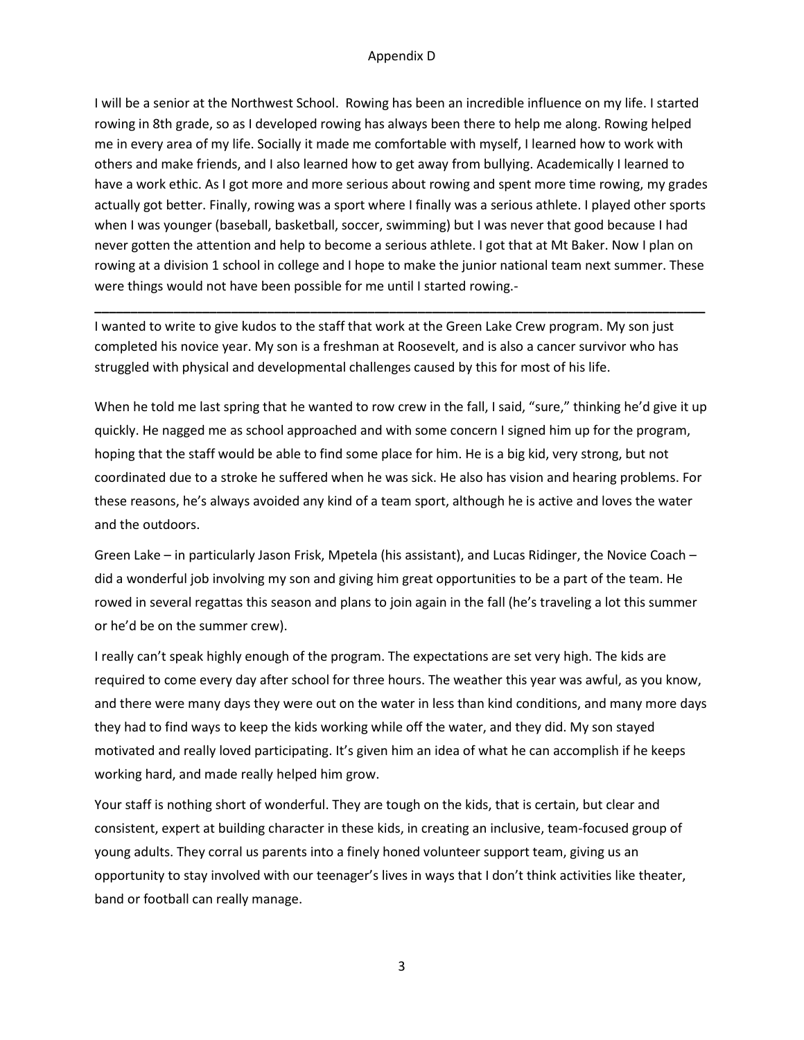Appendix D

I will be a senior at the Northwest School. Rowing has been an incredible influence on my life. I started rowing in 8th grade, so as I developed rowing has always been there to help me along. Rowing helped me in every area of my life. Socially it made me comfortable with myself, I learned how to work with others and make friends, and I also learned how to get away from bullying. Academically I learned to have a work ethic. As I got more and more serious about rowing and spent more time rowing, my grades actually got better. Finally, rowing was a sport where I finally was a serious athlete. I played other sports when I was younger (baseball, basketball, soccer, swimming) but I was never that good because I had never gotten the attention and help to become a serious athlete. I got that at Mt Baker. Now I plan on rowing at a division 1 school in college and I hope to make the junior national team next summer. These were things would not have been possible for me until I started rowing.-

---

I wanted to write to give kudos to the staff that work at the Green Lake Crew program. My son just completed his novice year. My son is a freshman at Roosevelt, and is also a cancer survivor who has struggled with physical and developmental challenges caused by this for most of his life.

When he told me last spring that he wanted to row crew in the fall, I said, "sure," thinking he'd give it up quickly. He nagged me as school approached and with some concern I signed him up for the program, hoping that the staff would be able to find some place for him. He is a big kid, very strong, but not coordinated due to a stroke he suffered when he was sick. He also has vision and hearing problems. For these reasons, he's always avoided any kind of a team sport, although he is active and loves the water and the outdoors.

Green Lake – in particularly Jason Frisk, Mpetela (his assistant), and Lucas Ridinger, the Novice Coach – did a wonderful job involving my son and giving him great opportunities to be a part of the team. He rowed in several regattas this season and plans to join again in the fall (he's traveling a lot this summer or he'd be on the summer crew).

I really can't speak highly enough of the program. The expectations are set very high. The kids are required to come every day after school for three hours. The weather this year was awful, as you know, and there were many days they were out on the water in less than kind conditions, and many more days they had to find ways to keep the kids working while off the water, and they did. My son stayed motivated and really loved participating. It's given him an idea of what he can accomplish if he keeps working hard, and made really helped him grow.

Your staff is nothing short of wonderful. They are tough on the kids, that is certain, but clear and consistent, expert at building character in these kids, in creating an inclusive, team-focused group of young adults. They corral us parents into a finely honed volunteer support team, giving us an opportunity to stay involved with our teenager's lives in ways that I don't think activities like theater, band or football can really manage.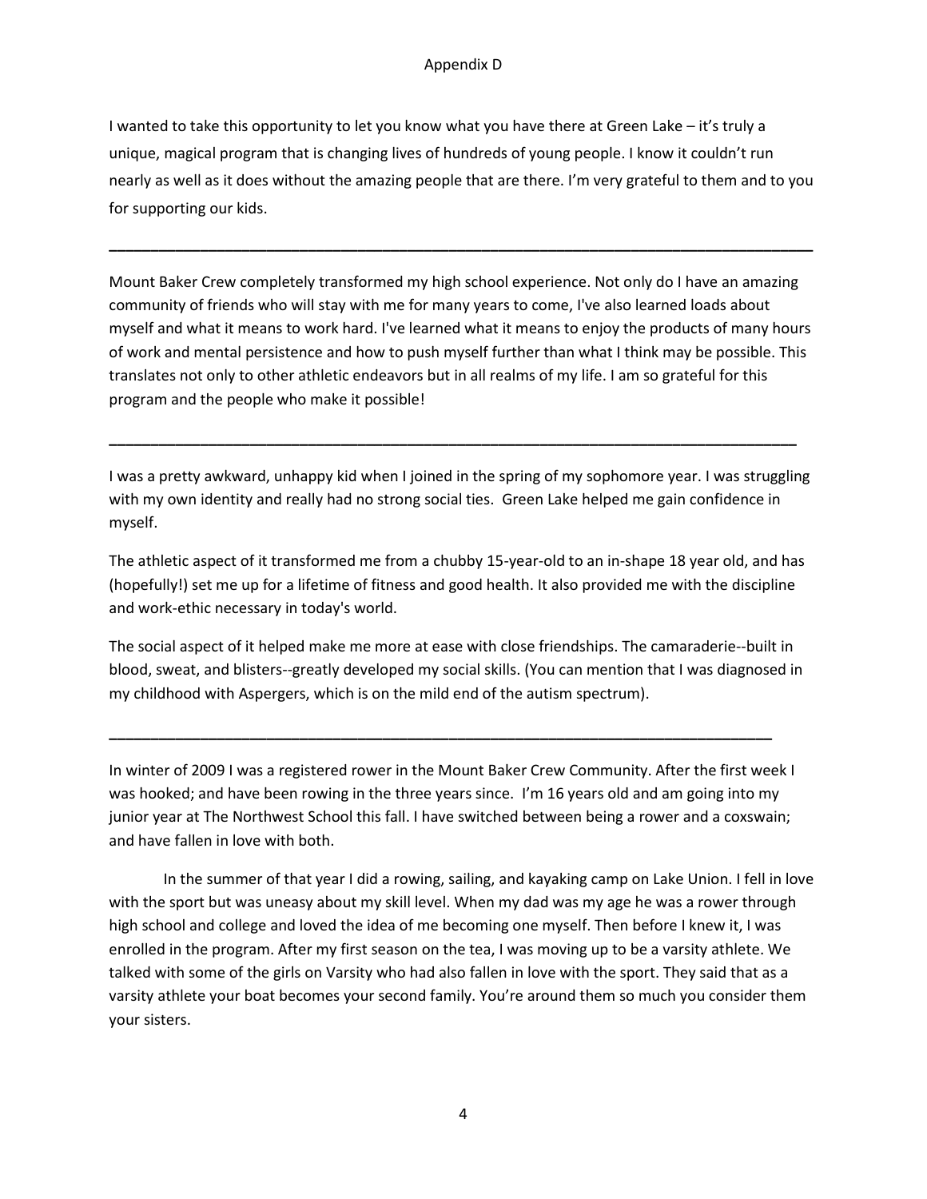I wanted to take this opportunity to let you know what you have there at Green Lake – it's truly a unique, magical program that is changing lives of hundreds of young people. I know it couldn't run nearly as well as it does without the amazing people that are there. I'm very grateful to them and to you for supporting our kids.

---

Mount Baker Crew completely transformed my high school experience. Not only do I have an amazing community of friends who will stay with me for many years to come, I've also learned loads about myself and what it means to work hard. I've learned what it means to enjoy the products of many hours of work and mental persistence and how to push myself further than what I think may be possible. This translates not only to other athletic endeavors but in all realms of my life. I am so grateful for this program and the people who make it possible!

---

I was a pretty awkward, unhappy kid when I joined in the spring of my sophomore year. I was struggling with my own identity and really had no strong social ties. Green Lake helped me gain confidence in myself.

The athletic aspect of it transformed me from a chubby 15-year-old to an in-shape 18 year old, and has (hopefully!) set me up for a lifetime of fitness and good health. It also provided me with the discipline and work-ethic necessary in today's world.

The social aspect of it helped make me more at ease with close friendships. The camaraderie--built in blood, sweat, and blisters--greatly developed my social skills. (You can mention that I was diagnosed in my childhood with Aspergers, which is on the mild end of the autism spectrum).

---

In winter of 2009 I was a registered rower in the Mount Baker Crew Community. After the first week I was hooked; and have been rowing in the three years since. I'm 16 years old and am going into my junior year at The Northwest School this fall. I have switched between being a rower and a coxswain; and have fallen in love with both.

In the summer of that year I did a rowing, sailing, and kayaking camp on Lake Union. I fell in love with the sport but was uneasy about my skill level. When my dad was my age he was a rower through high school and college and loved the idea of me becoming one myself. Then before I knew it, I was enrolled in the program. After my first season on the tea, I was moving up to be a varsity athlete. We talked with some of the girls on Varsity who had also fallen in love with the sport. They said that as a varsity athlete your boat becomes your second family. You're around them so much you consider them your sisters.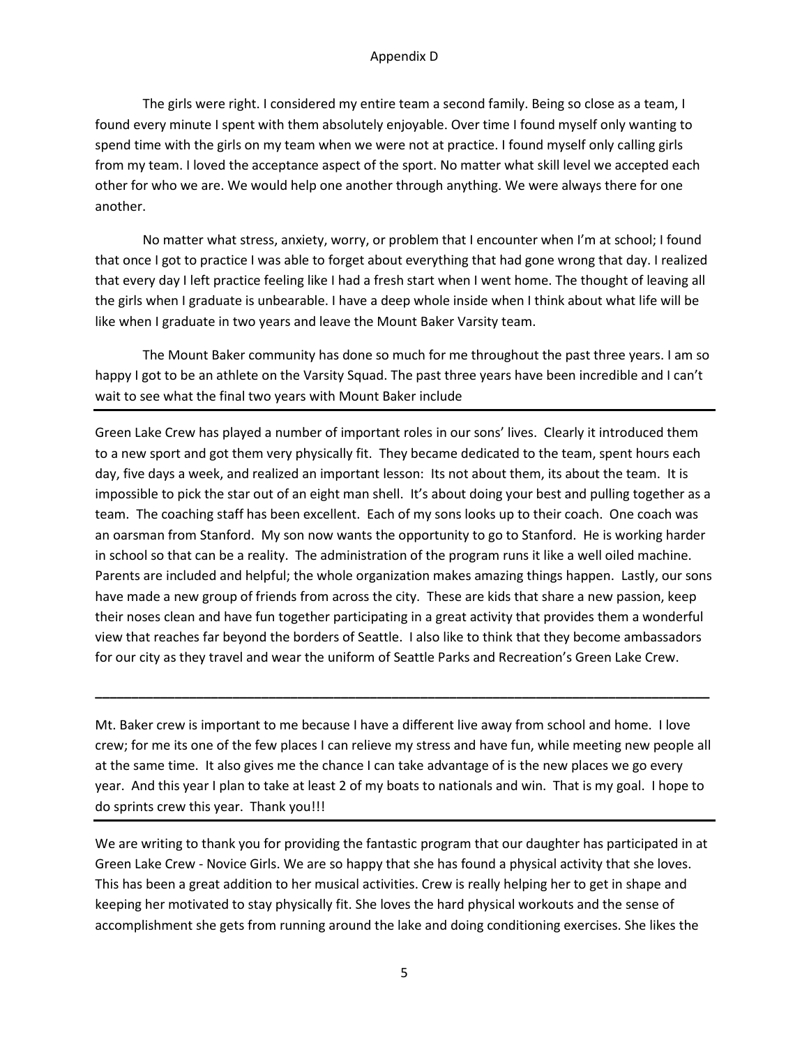The girls were right. I considered my entire team a second family. Being so close as a team, I found every minute I spent with them absolutely enjoyable. Over time I found myself only wanting to spend time with the girls on my team when we were not at practice. I found myself only calling girls from my team. I loved the acceptance aspect of the sport. No matter what skill level we accepted each other for who we are. We would help one another through anything. We were always there for one another.

No matter what stress, anxiety, worry, or problem that I encounter when I'm at school; I found that once I got to practice I was able to forget about everything that had gone wrong that day. I realized that every day I left practice feeling like I had a fresh start when I went home. The thought of leaving all the girls when I graduate is unbearable. I have a deep whole inside when I think about what life will be like when I graduate in two years and leave the Mount Baker Varsity team.

The Mount Baker community has done so much for me throughout the past three years. I am so happy I got to be an athlete on the Varsity Squad. The past three years have been incredible and I can't wait to see what the final two years with Mount Baker include

---

Green Lake Crew has played a number of important roles in our sons' lives. Clearly it introduced them to a new sport and got them very physically fit. They became dedicated to the team, spent hours each day, five days a week, and realized an important lesson: Its not about them, its about the team. It is impossible to pick the star out of an eight man shell. It's about doing your best and pulling together as a team. The coaching staff has been excellent. Each of my sons looks up to their coach. One coach was an oarsman from Stanford. My son now wants the opportunity to go to Stanford. He is working harder in school so that can be a reality. The administration of the program runs it like a well oiled machine. Parents are included and helpful; the whole organization makes amazing things happen. Lastly, our sons have made a new group of friends from across the city. These are kids that share a new passion, keep their noses clean and have fun together participating in a great activity that provides them a wonderful view that reaches far beyond the borders of Seattle. I also like to think that they become ambassadors for our city as they travel and wear the uniform of Seattle Parks and Recreation's Green Lake Crew.

---

Mt. Baker crew is important to me because I have a different live away from school and home. I love crew; for me its one of the few places I can relieve my stress and have fun, while meeting new people all at the same time. It also gives me the chance I can take advantage of is the new places we go every year. And this year I plan to take at least 2 of my boats to nationals and win. That is my goal. I hope to do sprints crew this year. Thank you!!!

---

We are writing to thank you for providing the fantastic program that our daughter has participated in at Green Lake Crew - Novice Girls. We are so happy that she has found a physical activity that she loves. This has been a great addition to her musical activities. Crew is really helping her to get in shape and keeping her motivated to stay physically fit. She loves the hard physical workouts and the sense of accomplishment she gets from running around the lake and doing conditioning exercises. She likes the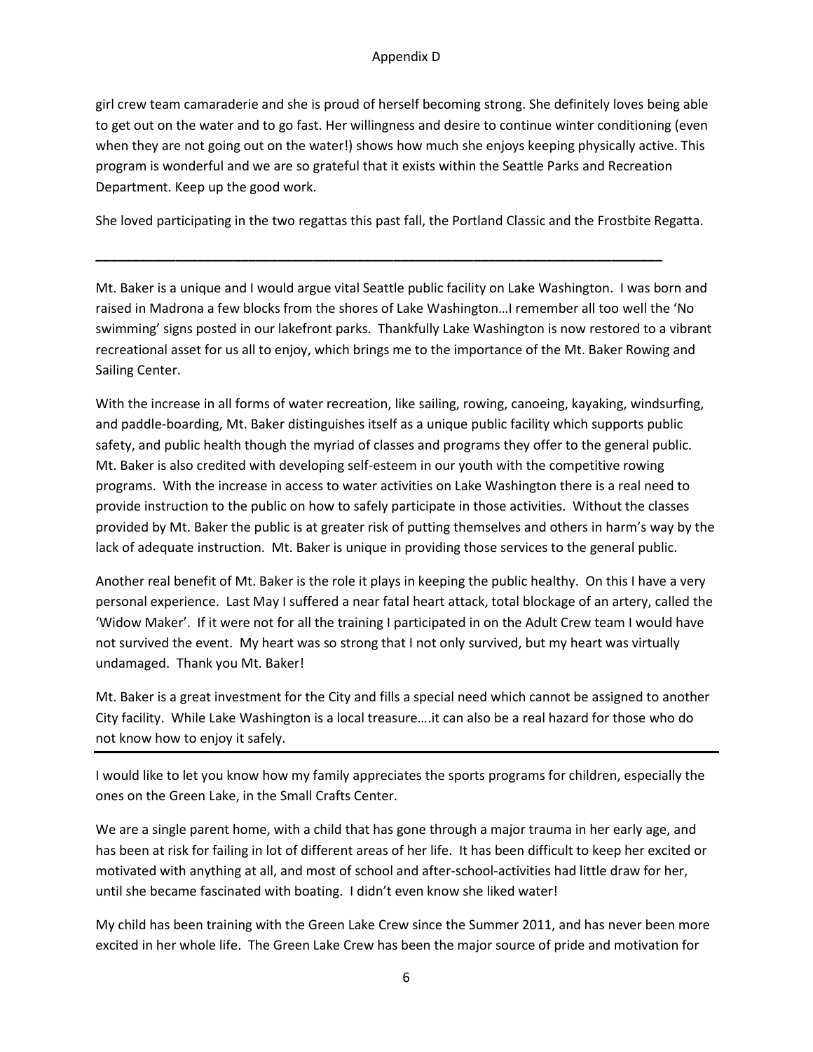girl crew team camaraderie and she is proud of herself becoming strong. She definitely loves being able to get out on the water and to go fast. Her willingness and desire to continue winter conditioning (even when they are not going out on the water!) shows how much she enjoys keeping physically active. This program is wonderful and we are so grateful that it exists within the Seattle Parks and Recreation Department. Keep up the good work.

She loved participating in the two regattas this past fall, the Portland Classic and the Frostbite Regatta.

---

Mt. Baker is a unique and I would argue vital Seattle public facility on Lake Washington. I was born and raised in Madrona a few blocks from the shores of Lake Washington…I remember all too well the 'No swimming' signs posted in our lakefront parks. Thankfully Lake Washington is now restored to a vibrant recreational asset for us all to enjoy, which brings me to the importance of the Mt. Baker Rowing and Sailing Center.

With the increase in all forms of water recreation, like sailing, rowing, canoeing, kayaking, windsurfing, and paddle-boarding, Mt. Baker distinguishes itself as a unique public facility which supports public safety, and public health though the myriad of classes and programs they offer to the general public. Mt. Baker is also credited with developing self-esteem in our youth with the competitive rowing programs. With the increase in access to water activities on Lake Washington there is a real need to provide instruction to the public on how to safely participate in those activities. Without the classes provided by Mt. Baker the public is at greater risk of putting themselves and others in harm's way by the lack of adequate instruction. Mt. Baker is unique in providing those services to the general public.

Another real benefit of Mt. Baker is the role it plays in keeping the public healthy. On this I have a very personal experience. Last May I suffered a near fatal heart attack, total blockage of an artery, called the 'Widow Maker'. If it were not for all the training I participated in on the Adult Crew team I would have not survived the event. My heart was so strong that I not only survived, but my heart was virtually undamaged. Thank you Mt. Baker!

Mt. Baker is a great investment for the City and fills a special need which cannot be assigned to another City facility. While Lake Washington is a local treasure….it can also be a real hazard for those who do not know how to enjoy it safely.

---

I would like to let you know how my family appreciates the sports programs for children, especially the ones on the Green Lake, in the Small Crafts Center.

We are a single parent home, with a child that has gone through a major trauma in her early age, and has been at risk for failing in lot of different areas of her life. It has been difficult to keep her excited or motivated with anything at all, and most of school and after-school-activities had little draw for her, until she became fascinated with boating. I didn't even know she liked water!

My child has been training with the Green Lake Crew since the Summer 2011, and has never been more excited in her whole life. The Green Lake Crew has been the major source of pride and motivation for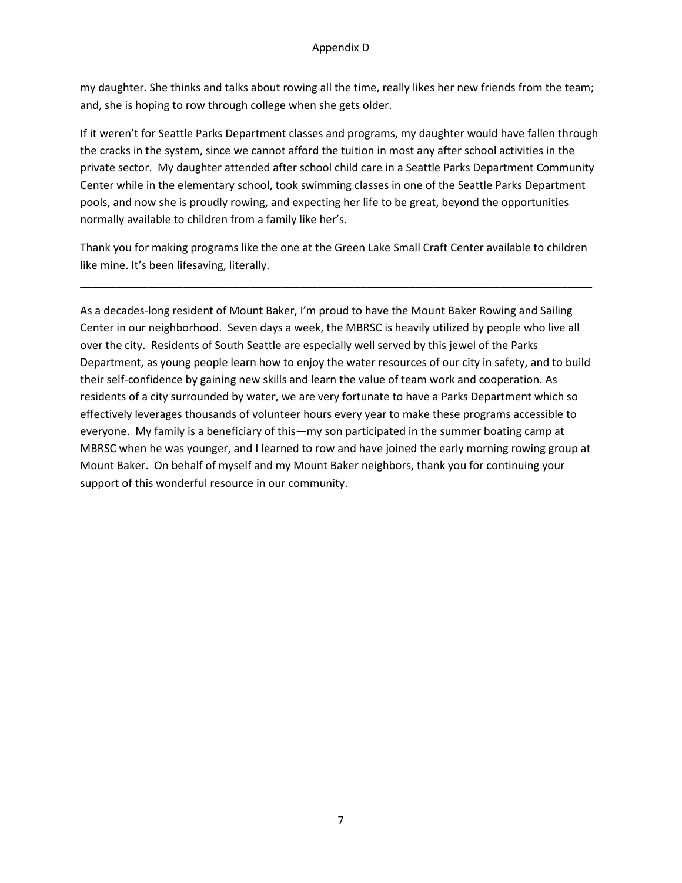my daughter. She thinks and talks about rowing all the time, really likes her new friends from the team; and, she is hoping to row through college when she gets older.

If it weren't for Seattle Parks Department classes and programs, my daughter would have fallen through the cracks in the system, since we cannot afford the tuition in most any after school activities in the private sector. My daughter attended after school child care in a Seattle Parks Department Community Center while in the elementary school, took swimming classes in one of the Seattle Parks Department pools, and now she is proudly rowing, and expecting her life to be great, beyond the opportunities normally available to children from a family like her's.

Thank you for making programs like the one at the Green Lake Small Craft Center available to children like mine. It's been lifesaving, literally.

---

As a decades-long resident of Mount Baker, I'm proud to have the Mount Baker Rowing and Sailing Center in our neighborhood. Seven days a week, the MBRSC is heavily utilized by people who live all over the city. Residents of South Seattle are especially well served by this jewel of the Parks Department, as young people learn how to enjoy the water resources of our city in safety, and to build their self-confidence by gaining new skills and learn the value of team work and cooperation. As residents of a city surrounded by water, we are very fortunate to have a Parks Department which so effectively leverages thousands of volunteer hours every year to make these programs accessible to everyone. My family is a beneficiary of this—my son participated in the summer boating camp at MBRSC when he was younger, and I learned to row and have joined the early morning rowing group at Mount Baker. On behalf of myself and my Mount Baker neighbors, thank you for continuing your support of this wonderful resource in our community.